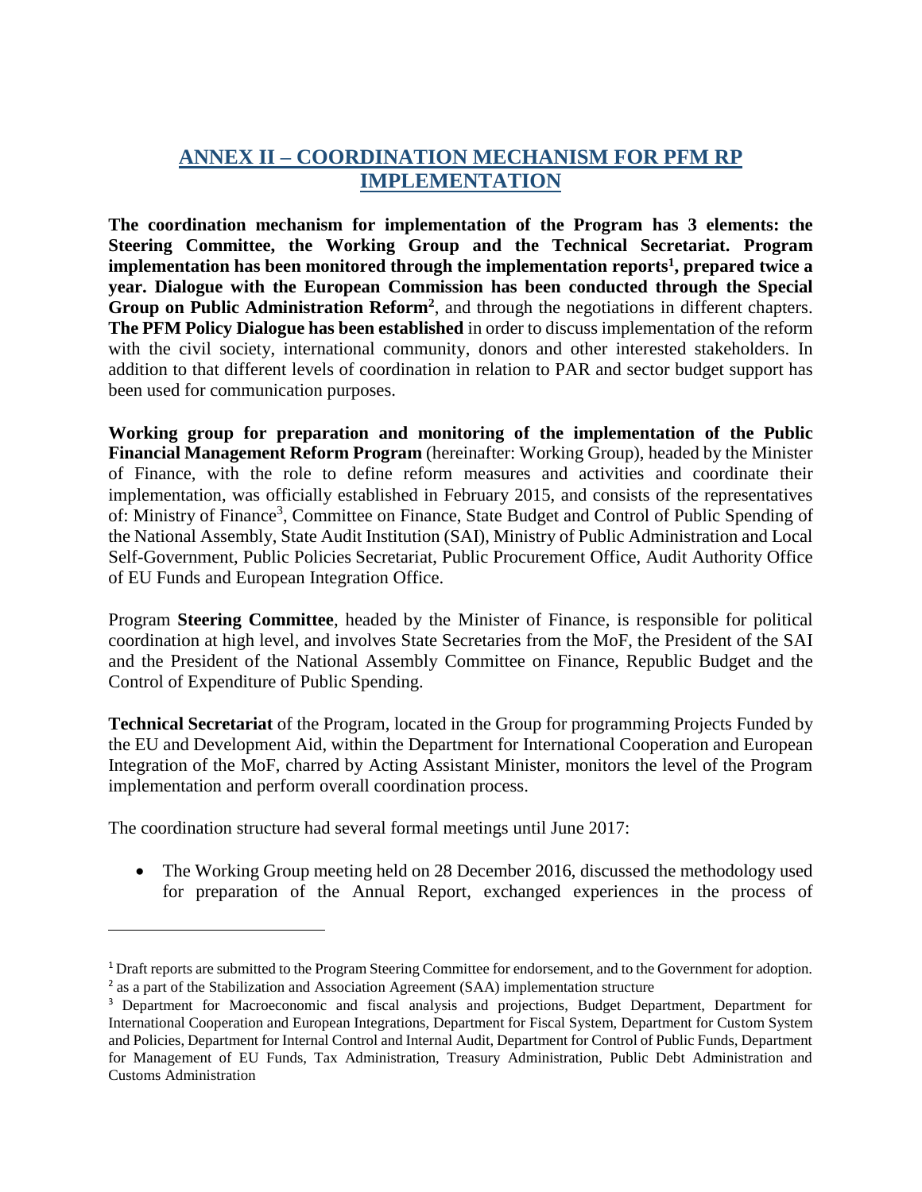## ANNEX II – COORDINATION MECHANISM FOR PFM RP IMPLEMENTATION

**The coordination mechanism for implementation of the Program has 3 elements: the Steering Committee, the Working Group and the Technical Secretariat. Program implementation has been monitored through the implementation reports[1], prepared twice a year. Dialogue with the European Commission has been conducted through the Special Group on Public Administration Reform[2]**, and through the negotiations in different chapters. **The PFM Policy Dialogue has been established** in order to discuss implementation of the reform with the civil society, international community, donors and other interested stakeholders. In addition to that different levels of coordination in relation to PAR and sector budget support has been used for communication purposes.

**Working group for preparation and monitoring of the implementation of the Public Financial Management Reform Program** (hereinafter: Working Group), headed by the Minister of Finance, with the role to define reform measures and activities and coordinate their implementation, was officially established in February 2015, and consists of the representatives of: Ministry of Finance[3], Committee on Finance, State Budget and Control of Public Spending of the National Assembly, State Audit Institution (SAI), Ministry of Public Administration and Local Self-Government, Public Policies Secretariat, Public Procurement Office, Audit Authority Office of EU Funds and European Integration Office.

Program **Steering Committee**, headed by the Minister of Finance, is responsible for political coordination at high level, and involves State Secretaries from the MoF, the President of the SAI and the President of the National Assembly Committee on Finance, Republic Budget and the Control of Expenditure of Public Spending.

**Technical Secretariat** of the Program, located in the Group for programming Projects Funded by the EU and Development Aid, within the Department for International Cooperation and European Integration of the MoF, charred by Acting Assistant Minister, monitors the level of the Program implementation and perform overall coordination process.

The coordination structure had several formal meetings until June 2017:

- The Working Group meeting held on 28 December 2016, discussed the methodology used for preparation of the Annual Report, exchanged experiences in the process of

---

[1] Draft reports are submitted to the Program Steering Committee for endorsement, and to the Government for adoption.

[2] as a part of the Stabilization and Association Agreement (SAA) implementation structure

[3] Department for Macroeconomic and fiscal analysis and projections, Budget Department, Department for International Cooperation and European Integrations, Department for Fiscal System, Department for Custom System and Policies, Department for Internal Control and Internal Audit, Department for Control of Public Funds, Department for Management of EU Funds, Tax Administration, Treasury Administration, Public Debt Administration and Customs Administration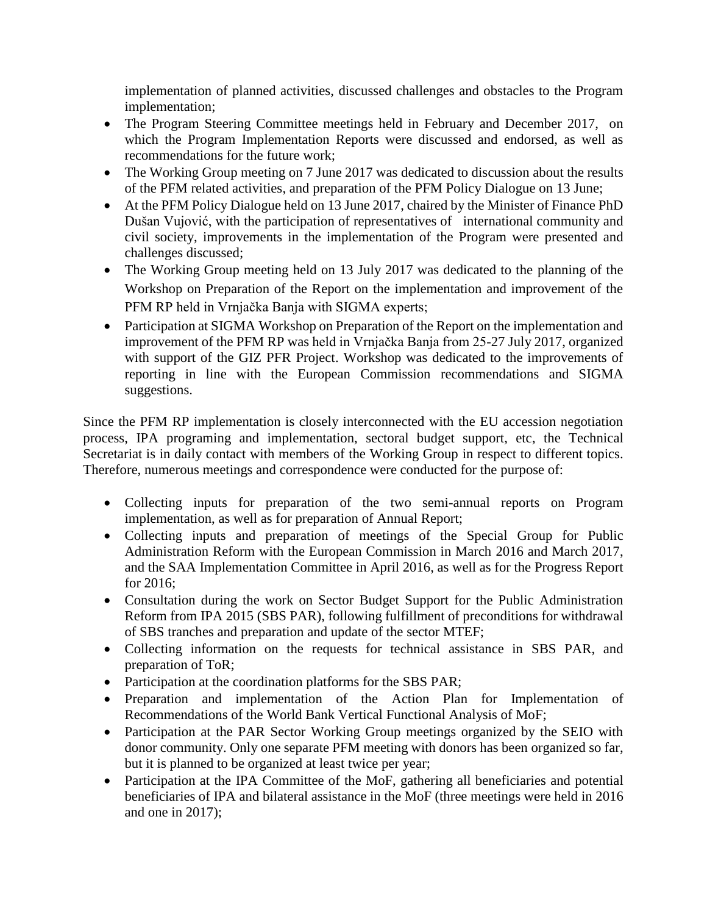implementation of planned activities, discussed challenges and obstacles to the Program implementation;

- The Program Steering Committee meetings held in February and December 2017, on which the Program Implementation Reports were discussed and endorsed, as well as recommendations for the future work;
- The Working Group meeting on 7 June 2017 was dedicated to discussion about the results of the PFM related activities, and preparation of the PFM Policy Dialogue on 13 June;
- At the PFM Policy Dialogue held on 13 June 2017, chaired by the Minister of Finance PhD Dušan Vujović, with the participation of representatives of international community and civil society, improvements in the implementation of the Program were presented and challenges discussed;
- The Working Group meeting held on 13 July 2017 was dedicated to the planning of the Workshop on Preparation of the Report on the implementation and improvement of the PFM RP held in Vrnjačka Banja with SIGMA experts;
- Participation at SIGMA Workshop on Preparation of the Report on the implementation and improvement of the PFM RP was held in Vrnjačka Banja from 25-27 July 2017, organized with support of the GIZ PFR Project. Workshop was dedicated to the improvements of reporting in line with the European Commission recommendations and SIGMA suggestions.

Since the PFM RP implementation is closely interconnected with the EU accession negotiation process, IPA programing and implementation, sectoral budget support, etc, the Technical Secretariat is in daily contact with members of the Working Group in respect to different topics. Therefore, numerous meetings and correspondence were conducted for the purpose of:

- Collecting inputs for preparation of the two semi-annual reports on Program implementation, as well as for preparation of Annual Report;
- Collecting inputs and preparation of meetings of the Special Group for Public Administration Reform with the European Commission in March 2016 and March 2017, and the SAA Implementation Committee in April 2016, as well as for the Progress Report for 2016;
- Consultation during the work on Sector Budget Support for the Public Administration Reform from IPA 2015 (SBS PAR), following fulfillment of preconditions for withdrawal of SBS tranches and preparation and update of the sector MTEF;
- Collecting information on the requests for technical assistance in SBS PAR, and preparation of ToR;
- Participation at the coordination platforms for the SBS PAR;
- Preparation and implementation of the Action Plan for Implementation of Recommendations of the World Bank Vertical Functional Analysis of MoF;
- Participation at the PAR Sector Working Group meetings organized by the SEIO with donor community. Only one separate PFM meeting with donors has been organized so far, but it is planned to be organized at least twice per year;
- Participation at the IPA Committee of the MoF, gathering all beneficiaries and potential beneficiaries of IPA and bilateral assistance in the MoF (three meetings were held in 2016 and one in 2017);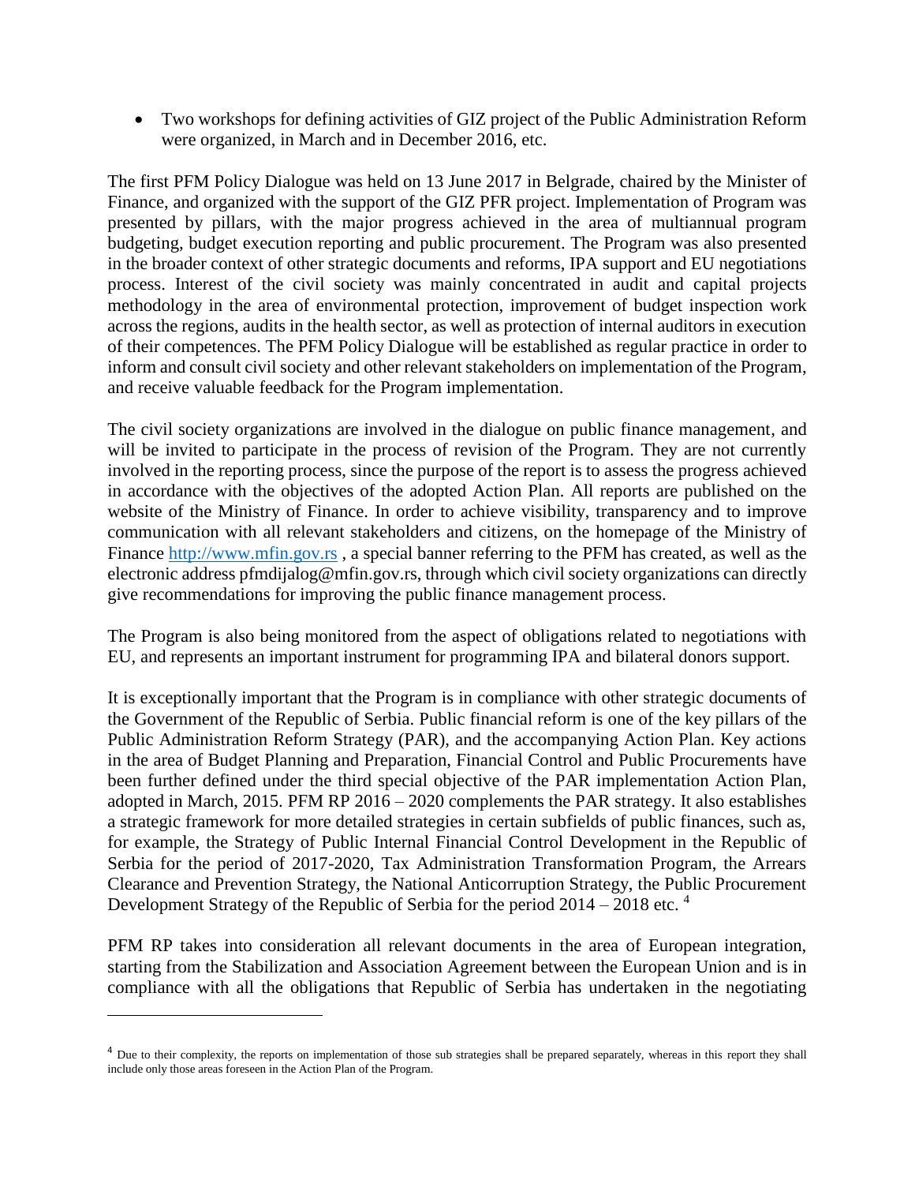- Two workshops for defining activities of GIZ project of the Public Administration Reform were organized, in March and in December 2016, etc.

The first PFM Policy Dialogue was held on 13 June 2017 in Belgrade, chaired by the Minister of Finance, and organized with the support of the GIZ PFR project. Implementation of Program was presented by pillars, with the major progress achieved in the area of multiannual program budgeting, budget execution reporting and public procurement. The Program was also presented in the broader context of other strategic documents and reforms, IPA support and EU negotiations process. Interest of the civil society was mainly concentrated in audit and capital projects methodology in the area of environmental protection, improvement of budget inspection work across the regions, audits in the health sector, as well as protection of internal auditors in execution of their competences. The PFM Policy Dialogue will be established as regular practice in order to inform and consult civil society and other relevant stakeholders on implementation of the Program, and receive valuable feedback for the Program implementation.

The civil society organizations are involved in the dialogue on public finance management, and will be invited to participate in the process of revision of the Program. They are not currently involved in the reporting process, since the purpose of the report is to assess the progress achieved in accordance with the objectives of the adopted Action Plan. All reports are published on the website of the Ministry of Finance. In order to achieve visibility, transparency and to improve communication with all relevant stakeholders and citizens, on the homepage of the Ministry of Finance [http://www.mfin.gov.rs](http://www.mfin.gov.rs) , a special banner referring to the PFM has created, as well as the electronic address pfmdijalog@mfin.gov.rs, through which civil society organizations can directly give recommendations for improving the public finance management process.

The Program is also being monitored from the aspect of obligations related to negotiations with EU, and represents an important instrument for programming IPA and bilateral donors support.

It is exceptionally important that the Program is in compliance with other strategic documents of the Government of the Republic of Serbia. Public financial reform is one of the key pillars of the Public Administration Reform Strategy (PAR), and the accompanying Action Plan. Key actions in the area of Budget Planning and Preparation, Financial Control and Public Procurements have been further defined under the third special objective of the PAR implementation Action Plan, adopted in March, 2015. PFM RP 2016 – 2020 complements the PAR strategy. It also establishes a strategic framework for more detailed strategies in certain subfields of public finances, such as, for example, the Strategy of Public Internal Financial Control Development in the Republic of Serbia for the period of 2017-2020, Tax Administration Transformation Program, the Arrears Clearance and Prevention Strategy, the National Anticorruption Strategy, the Public Procurement Development Strategy of the Republic of Serbia for the period 2014 – 2018 etc. [4]

PFM RP takes into consideration all relevant documents in the area of European integration, starting from the Stabilization and Association Agreement between the European Union and is in compliance with all the obligations that Republic of Serbia has undertaken in the negotiating

---

[4] Due to their complexity, the reports on implementation of those sub strategies shall be prepared separately, whereas in this report they shall include only those areas foreseen in the Action Plan of the Program.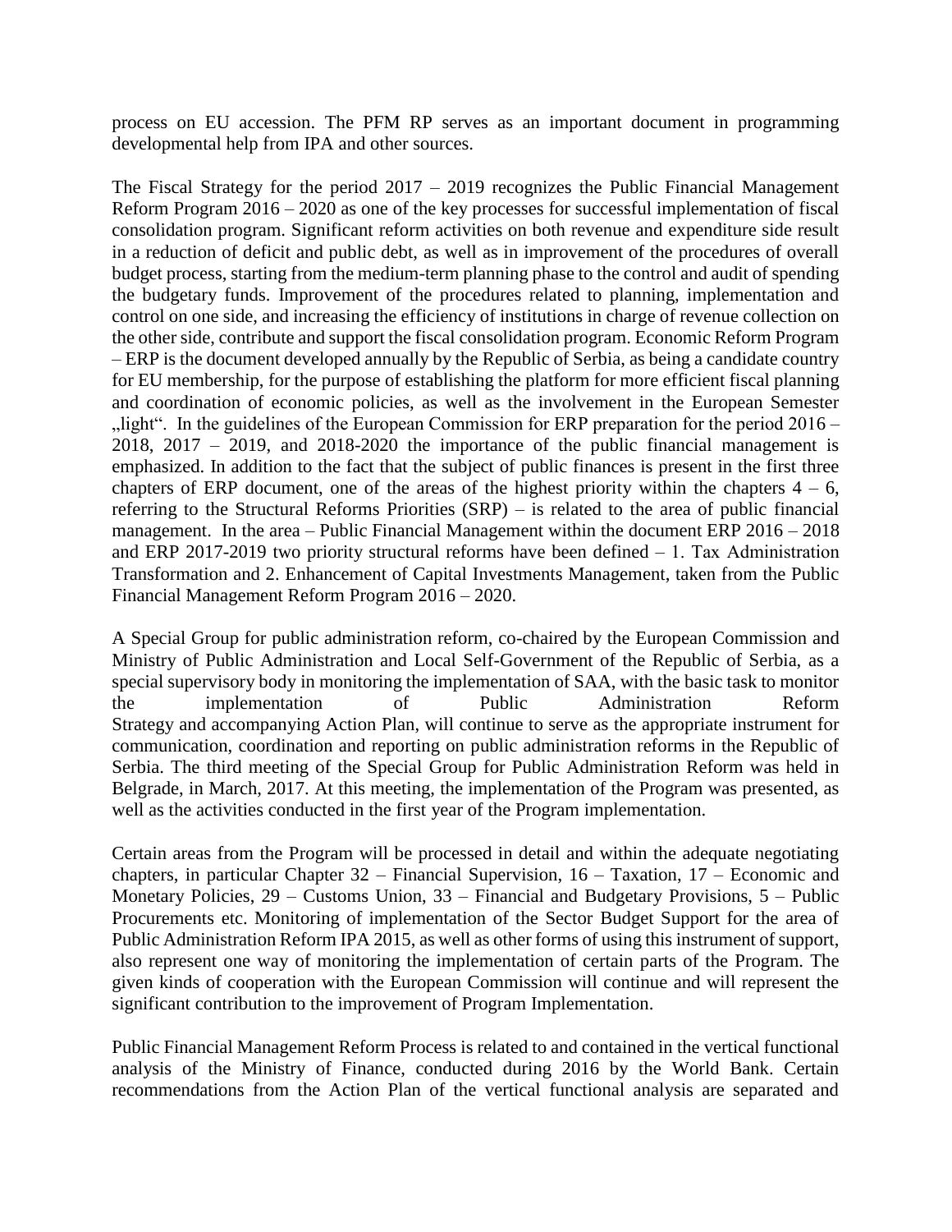process on EU accession. The PFM RP serves as an important document in programming developmental help from IPA and other sources.

The Fiscal Strategy for the period 2017 – 2019 recognizes the Public Financial Management Reform Program 2016 – 2020 as one of the key processes for successful implementation of fiscal consolidation program. Significant reform activities on both revenue and expenditure side result in a reduction of deficit and public debt, as well as in improvement of the procedures of overall budget process, starting from the medium-term planning phase to the control and audit of spending the budgetary funds. Improvement of the procedures related to planning, implementation and control on one side, and increasing the efficiency of institutions in charge of revenue collection on the other side, contribute and support the fiscal consolidation program. Economic Reform Program – ERP is the document developed annually by the Republic of Serbia, as being a candidate country for EU membership, for the purpose of establishing the platform for more efficient fiscal planning and coordination of economic policies, as well as the involvement in the European Semester „light". In the guidelines of the European Commission for ERP preparation for the period 2016 – 2018, 2017 – 2019, and 2018-2020 the importance of the public financial management is emphasized. In addition to the fact that the subject of public finances is present in the first three chapters of ERP document, one of the areas of the highest priority within the chapters 4 – 6, referring to the Structural Reforms Priorities (SRP) – is related to the area of public financial management. In the area – Public Financial Management within the document ERP 2016 – 2018 and ERP 2017-2019 two priority structural reforms have been defined – 1. Tax Administration Transformation and 2. Enhancement of Capital Investments Management, taken from the Public Financial Management Reform Program 2016 – 2020.

A Special Group for public administration reform, co-chaired by the European Commission and Ministry of Public Administration and Local Self-Government of the Republic of Serbia, as a special supervisory body in monitoring the implementation of SAA, with the basic task to monitor the implementation of Public Administration Reform Strategy and accompanying Action Plan, will continue to serve as the appropriate instrument for communication, coordination and reporting on public administration reforms in the Republic of Serbia. The third meeting of the Special Group for Public Administration Reform was held in Belgrade, in March, 2017. At this meeting, the implementation of the Program was presented, as well as the activities conducted in the first year of the Program implementation.

Certain areas from the Program will be processed in detail and within the adequate negotiating chapters, in particular Chapter 32 – Financial Supervision, 16 – Taxation, 17 – Economic and Monetary Policies, 29 – Customs Union, 33 – Financial and Budgetary Provisions, 5 – Public Procurements etc. Monitoring of implementation of the Sector Budget Support for the area of Public Administration Reform IPA 2015, as well as other forms of using this instrument of support, also represent one way of monitoring the implementation of certain parts of the Program. The given kinds of cooperation with the European Commission will continue and will represent the significant contribution to the improvement of Program Implementation.

Public Financial Management Reform Process is related to and contained in the vertical functional analysis of the Ministry of Finance, conducted during 2016 by the World Bank. Certain recommendations from the Action Plan of the vertical functional analysis are separated and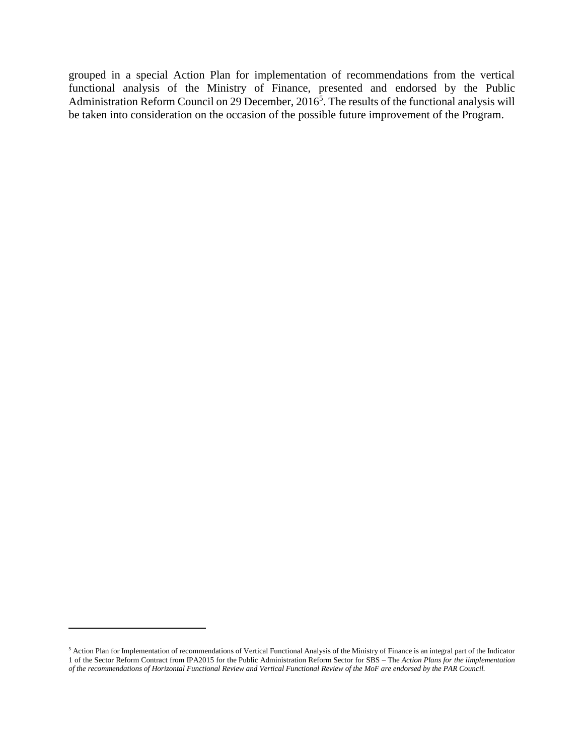grouped in a special Action Plan for implementation of recommendations from the vertical functional analysis of the Ministry of Finance, presented and endorsed by the Public Administration Reform Council on 29 December, 2016[5]. The results of the functional analysis will be taken into consideration on the occasion of the possible future improvement of the Program.

[5] Action Plan for Implementation of recommendations of Vertical Functional Analysis of the Ministry of Finance is an integral part of the Indicator 1 of the Sector Reform Contract from IPA2015 for the Public Administration Reform Sector for SBS – The *Action Plans for the iimplementation of the recommendations of Horizontal Functional Review and Vertical Functional Review of the MoF are endorsed by the PAR Council.*